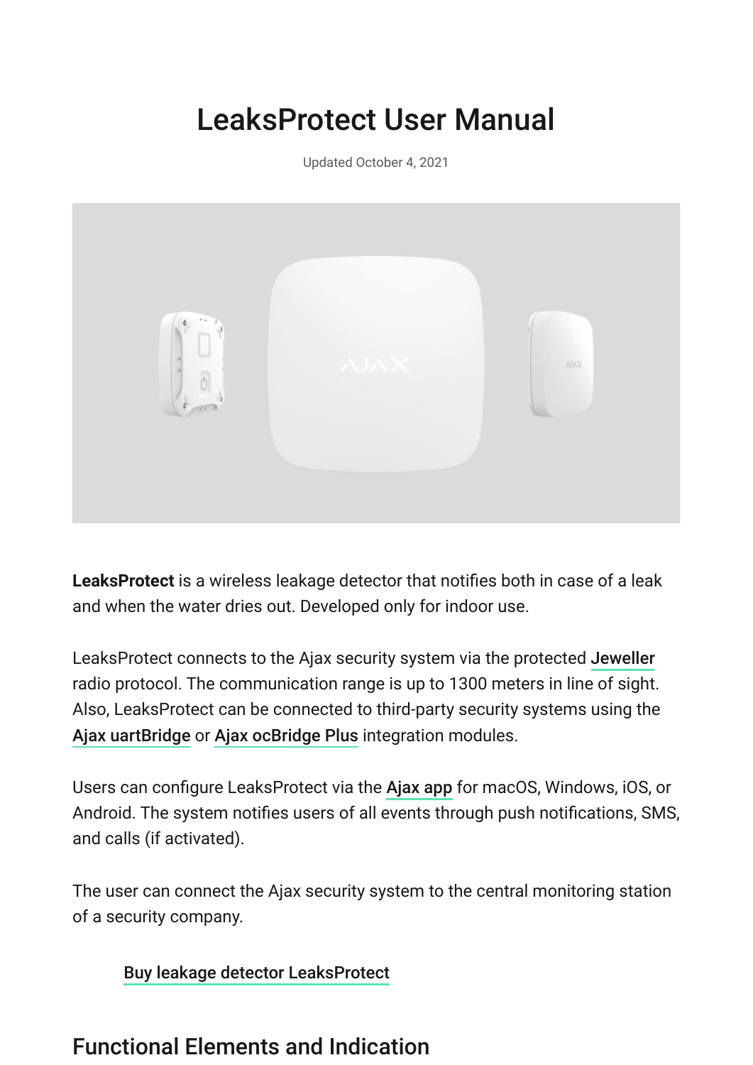# LeaksProtect User Manual

Updated October 4, 2021

**LeaksProtect** is a wireless leakage detector that notifies both in case of a leak and when the water dries out. Developed only for indoor use.

LeaksProtect connects to the Ajax security system via the protected **Jeweller** radio protocol. The communication range is up to 1300 meters in line of sight. Also, LeaksProtect can be connected to third-party security systems using the **Ajax uartBridge** or **Ajax ocBridge Plus** integration modules.

Users can configure LeaksProtect via the **Ajax app** for macOS, Windows, iOS, or Android. The system notifies users of all events through push notifications, SMS, and calls (if activated).

The user can connect the Ajax security system to the central monitoring station of a security company.

**Buy leakage detector LeaksProtect**

## Functional Elements and Indication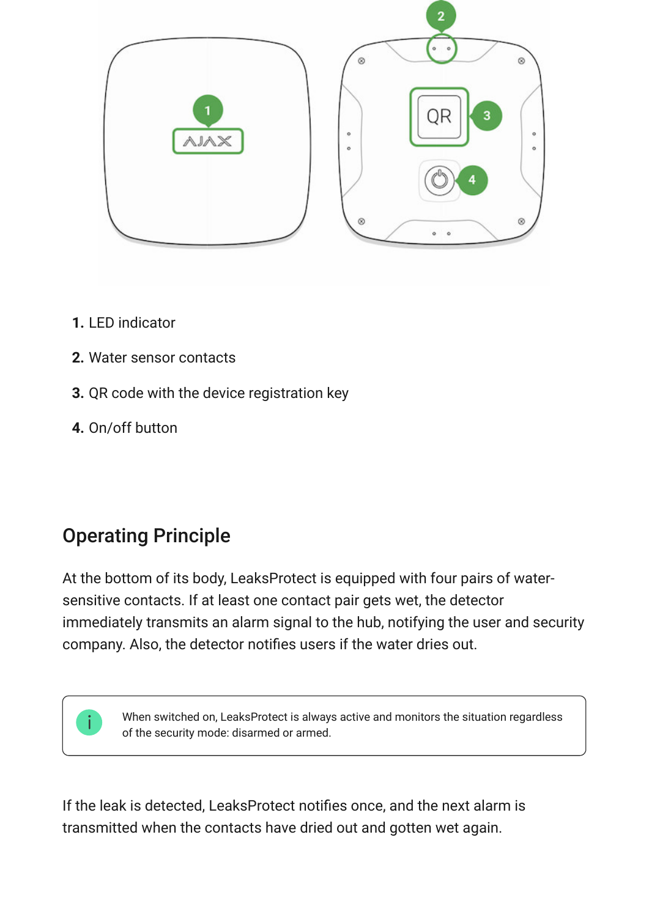1. LED indicator
2. Water sensor contacts
3. QR code with the device registration key
4. On/off button

## Operating Principle

At the bottom of its body, LeaksProtect is equipped with four pairs of water-sensitive contacts. If at least one contact pair gets wet, the detector immediately transmits an alarm signal to the hub, notifying the user and security company. Also, the detector notifies users if the water dries out.

> When switched on, LeaksProtect is always active and monitors the situation regardless of the security mode: disarmed or armed.

If the leak is detected, LeaksProtect notifies once, and the next alarm is transmitted when the contacts have dried out and gotten wet again.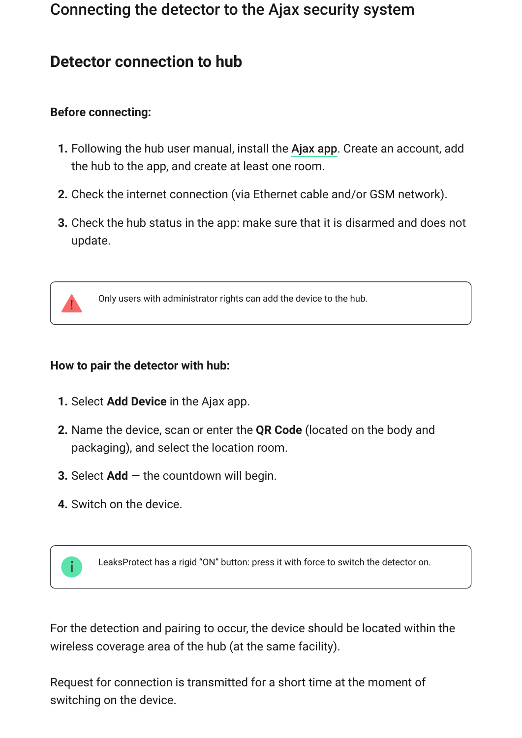# Connecting the detector to the Ajax security system

## Detector connection to hub

**Before connecting:**

1. Following the hub user manual, install the Ajax app. Create an account, add the hub to the app, and create at least one room.
2. Check the internet connection (via Ethernet cable and/or GSM network).
3. Check the hub status in the app: make sure that it is disarmed and does not update.

> Only users with administrator rights can add the device to the hub.

**How to pair the detector with hub:**

1. Select **Add Device** in the Ajax app.
2. Name the device, scan or enter the **QR Code** (located on the body and packaging), and select the location room.
3. Select **Add** — the countdown will begin.
4. Switch on the device.

> LeaksProtect has a rigid “ON” button: press it with force to switch the detector on.

For the detection and pairing to occur, the device should be located within the wireless coverage area of the hub (at the same facility).

Request for connection is transmitted for a short time at the moment of switching on the device.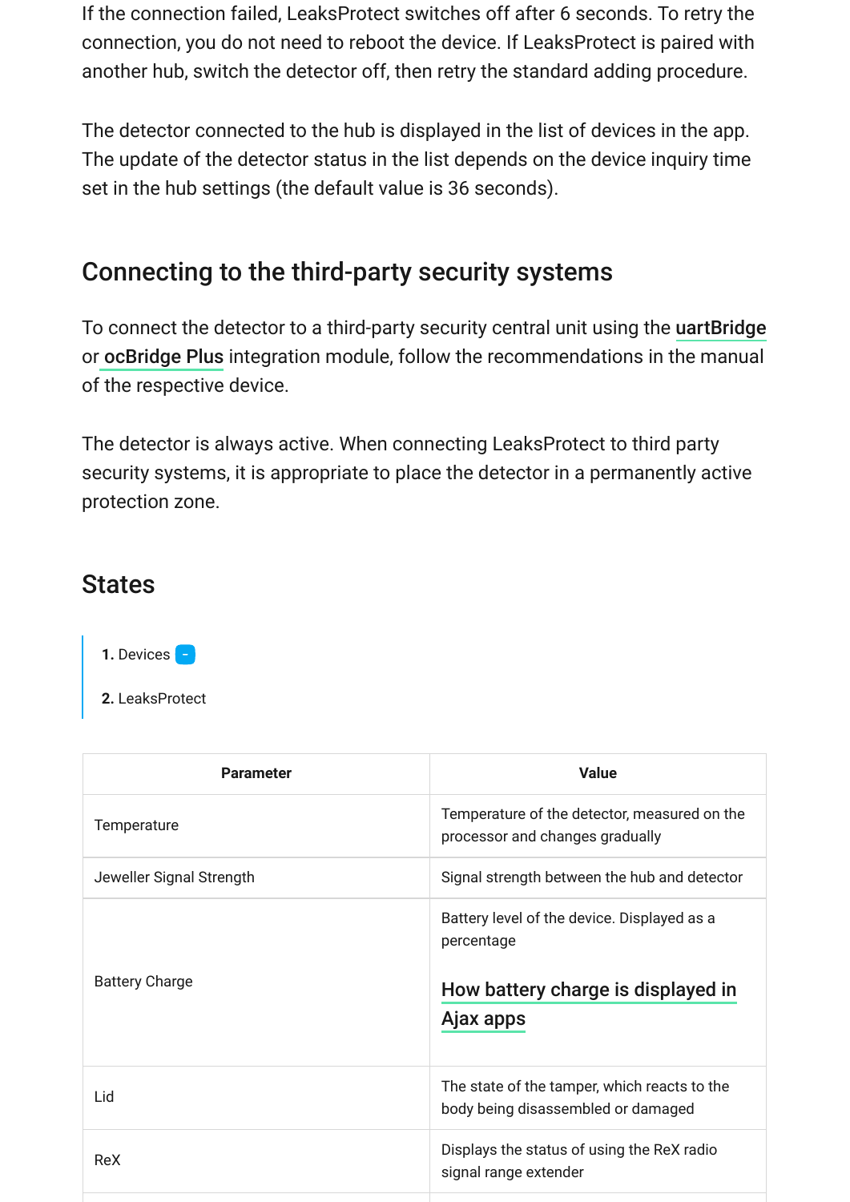If the connection failed, LeaksProtect switches off after 6 seconds. To retry the connection, you do not need to reboot the device. If LeaksProtect is paired with another hub, switch the detector off, then retry the standard adding procedure.

The detector connected to the hub is displayed in the list of devices in the app. The update of the detector status in the list depends on the device inquiry time set in the hub settings (the default value is 36 seconds).

## Connecting to the third-party security systems

To connect the detector to a third-party security central unit using the **uartBridge** or **ocBridge Plus** integration module, follow the recommendations in the manual of the respective device.

The detector is always active. When connecting LeaksProtect to third party security systems, it is appropriate to place the detector in a permanently active protection zone.

## States

1. Devices
2. LeaksProtect

| Parameter | Value |
| --- | --- |
| Temperature | Temperature of the detector, measured on the processor and changes gradually |
| Jeweller Signal Strength | Signal strength between the hub and detector |
| Battery Charge | Battery level of the device. Displayed as a percentage<br><br>**How battery charge is displayed in Ajax apps** |
| Lid | The state of the tamper, which reacts to the body being disassembled or damaged |
| ReX | Displays the status of using the ReX radio signal range extender |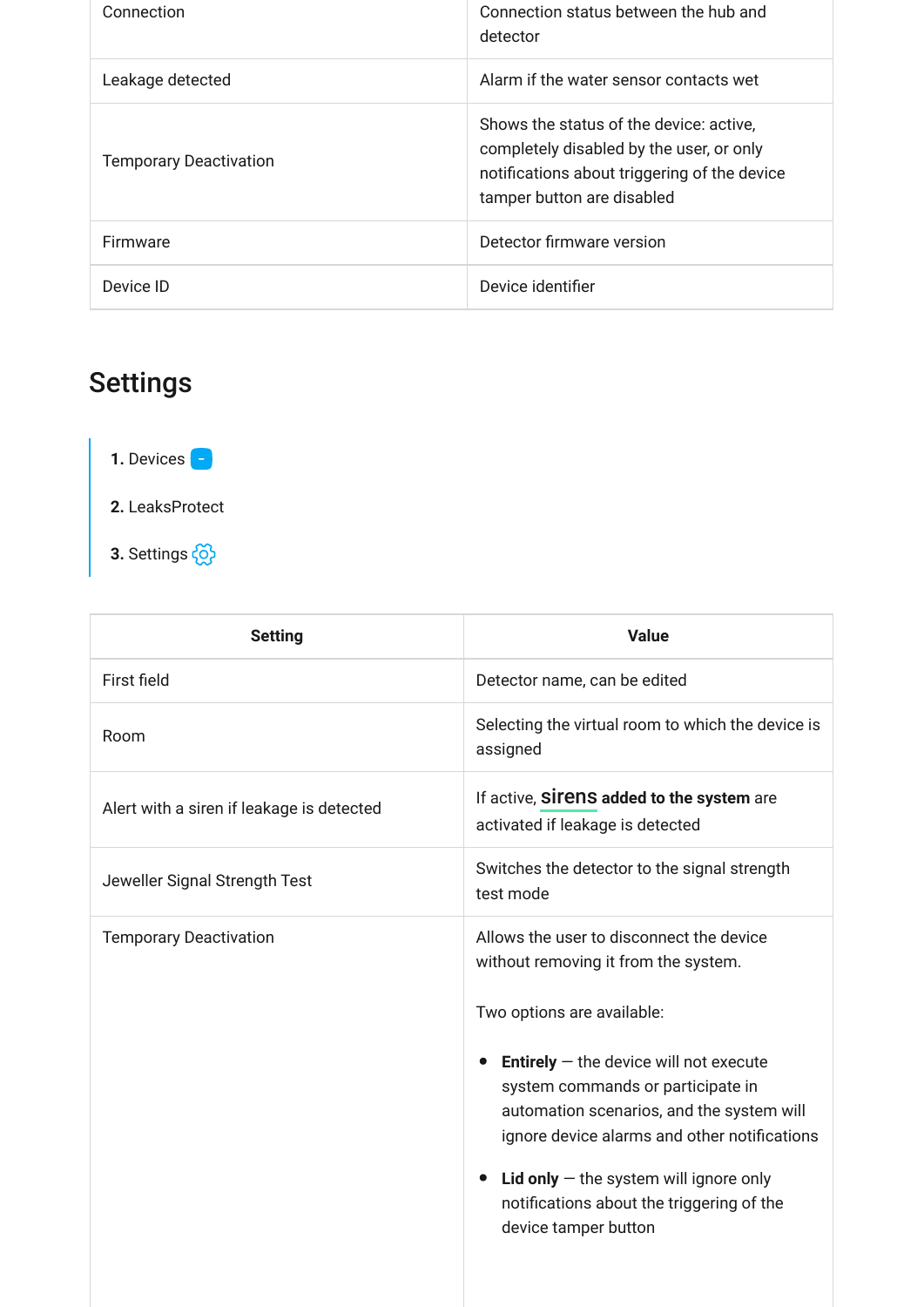| Connection | Connection status between the hub and detector |
|---|---|
| Leakage detected | Alarm if the water sensor contacts wet |
| Temporary Deactivation | Shows the status of the device: active, completely disabled by the user, or only notifications about triggering of the device tamper button are disabled |
| Firmware | Detector firmware version |
| Device ID | Device identifier |

## Settings

1. Devices
2. LeaksProtect
3. Settings

| Setting | Value |
|---|---|
| First field | Detector name, can be edited |
| Room | Selecting the virtual room to which the device is assigned |
| Alert with a siren if leakage is detected | If active, **sirens added to the system** are activated if leakage is detected |
| Jeweller Signal Strength Test | Switches the detector to the signal strength test mode |
| Temporary Deactivation | Allows the user to disconnect the device without removing it from the system.<br><br>Two options are available:<br><br>• **Entirely** — the device will not execute system commands or participate in automation scenarios, and the system will ignore device alarms and other notifications<br><br>• **Lid only** — the system will ignore only notifications about the triggering of the device tamper button |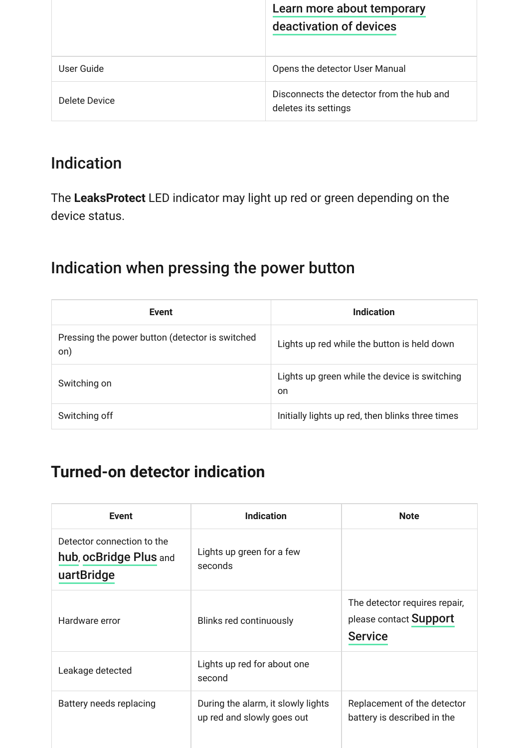| | |
|---|---|
| | Learn more about temporary deactivation of devices |
| User Guide | Opens the detector User Manual |
| Delete Device | Disconnects the detector from the hub and deletes its settings |

## Indication

The **LeaksProtect** LED indicator may light up red or green depending on the device status.

## Indication when pressing the power button

| Event | Indication |
|---|---|
| Pressing the power button (detector is switched on) | Lights up red while the button is held down |
| Switching on | Lights up green while the device is switching on |
| Switching off | Initially lights up red, then blinks three times |

## Turned-on detector indication

| Event | Indication | Note |
|---|---|---|
| Detector connection to the hub, ocBridge Plus and uartBridge | Lights up green for a few seconds | |
| Hardware error | Blinks red continuously | The detector requires repair, please contact Support Service |
| Leakage detected | Lights up red for about one second | |
| Battery needs replacing | During the alarm, it slowly lights up red and slowly goes out | Replacement of the detector battery is described in the |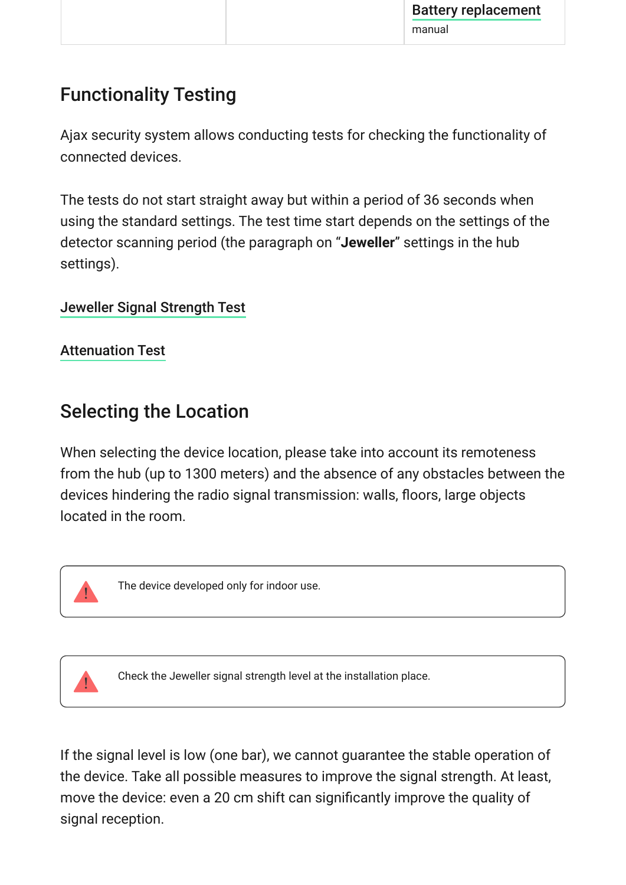| | | Battery replacement manual |
|---|---|---|

## Functionality Testing

Ajax security system allows conducting tests for checking the functionality of connected devices.

The tests do not start straight away but within a period of 36 seconds when using the standard settings. The test time start depends on the settings of the detector scanning period (the paragraph on “**Jeweller**” settings in the hub settings).

Jeweller Signal Strength Test

Attenuation Test

## Selecting the Location

When selecting the device location, please take into account its remoteness from the hub (up to 1300 meters) and the absence of any obstacles between the devices hindering the radio signal transmission: walls, floors, large objects located in the room.

> The device developed only for indoor use.

> Check the Jeweller signal strength level at the installation place.

If the signal level is low (one bar), we cannot guarantee the stable operation of the device. Take all possible measures to improve the signal strength. At least, move the device: even a 20 cm shift can significantly improve the quality of signal reception.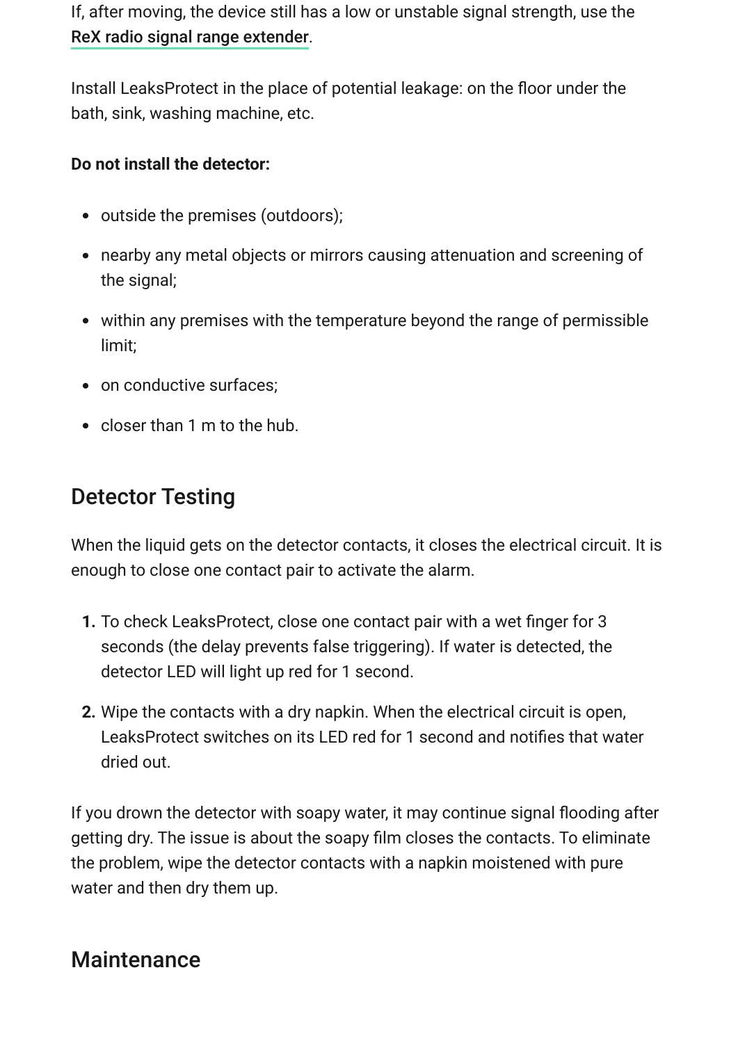If, after moving, the device still has a low or unstable signal strength, use the ReX radio signal range extender.

Install LeaksProtect in the place of potential leakage: on the floor under the bath, sink, washing machine, etc.

**Do not install the detector:**

- outside the premises (outdoors);
- nearby any metal objects or mirrors causing attenuation and screening of the signal;
- within any premises with the temperature beyond the range of permissible limit;
- on conductive surfaces;
- closer than 1 m to the hub.

## Detector Testing

When the liquid gets on the detector contacts, it closes the electrical circuit. It is enough to close one contact pair to activate the alarm.

1. To check LeaksProtect, close one contact pair with a wet finger for 3 seconds (the delay prevents false triggering). If water is detected, the detector LED will light up red for 1 second.
2. Wipe the contacts with a dry napkin. When the electrical circuit is open, LeaksProtect switches on its LED red for 1 second and notifies that water dried out.

If you drown the detector with soapy water, it may continue signal flooding after getting dry. The issue is about the soapy film closes the contacts. To eliminate the problem, wipe the detector contacts with a napkin moistened with pure water and then dry them up.

## Maintenance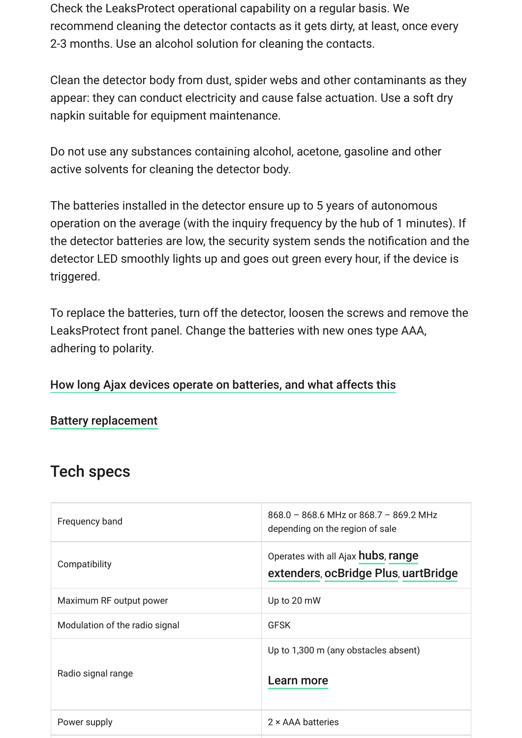Check the LeaksProtect operational capability on a regular basis. We recommend cleaning the detector contacts as it gets dirty, at least, once every 2-3 months. Use an alcohol solution for cleaning the contacts.

Clean the detector body from dust, spider webs and other contaminants as they appear: they can conduct electricity and cause false actuation. Use a soft dry napkin suitable for equipment maintenance.

Do not use any substances containing alcohol, acetone, gasoline and other active solvents for cleaning the detector body.

The batteries installed in the detector ensure up to 5 years of autonomous operation on the average (with the inquiry frequency by the hub of 1 minutes). If the detector batteries are low, the security system sends the notification and the detector LED smoothly lights up and goes out green every hour, if the device is triggered.

To replace the batteries, turn off the detector, loosen the screws and remove the LeaksProtect front panel. Change the batteries with new ones type AAA, adhering to polarity.

**How long Ajax devices operate on batteries, and what affects this**

**Battery replacement**

## Tech specs

| | |
|---|---|
| Frequency band | 868.0 – 868.6 MHz or 868.7 – 869.2 MHz depending on the region of sale |
| Compatibility | Operates with all Ajax **hubs**, **range extenders**, **ocBridge Plus**, **uartBridge** |
| Maximum RF output power | Up to 20 mW |
| Modulation of the radio signal | GFSK |
| Radio signal range | Up to 1,300 m (any obstacles absent)<br><br>**Learn more** |
| Power supply | 2 × AAA batteries |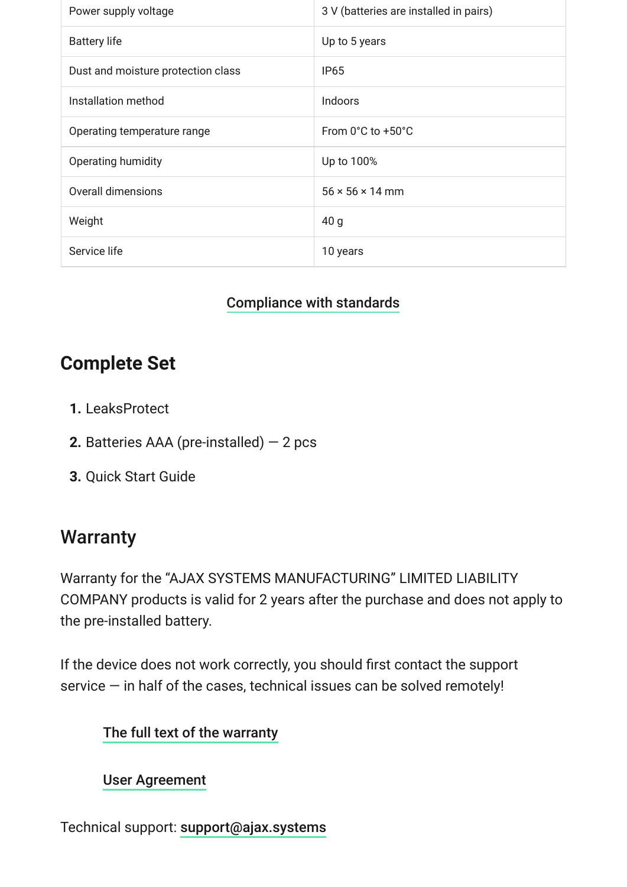| | |
|---|---|
| Power supply voltage | 3 V (batteries are installed in pairs) |
| Battery life | Up to 5 years |
| Dust and moisture protection class | IP65 |
| Installation method | Indoors |
| Operating temperature range | From 0°C to +50°C |
| Operating humidity | Up to 100% |
| Overall dimensions | 56 × 56 × 14 mm |
| Weight | 40 g |
| Service life | 10 years |

Compliance with standards

## Complete Set

1. LeaksProtect
2. Batteries AAA (pre-installed) — 2 pcs
3. Quick Start Guide

## Warranty

Warranty for the “AJAX SYSTEMS MANUFACTURING” LIMITED LIABILITY COMPANY products is valid for 2 years after the purchase and does not apply to the pre-installed battery.

If the device does not work correctly, you should first contact the support service — in half of the cases, technical issues can be solved remotely!

The full text of the warranty

User Agreement

Technical support: support@ajax.systems